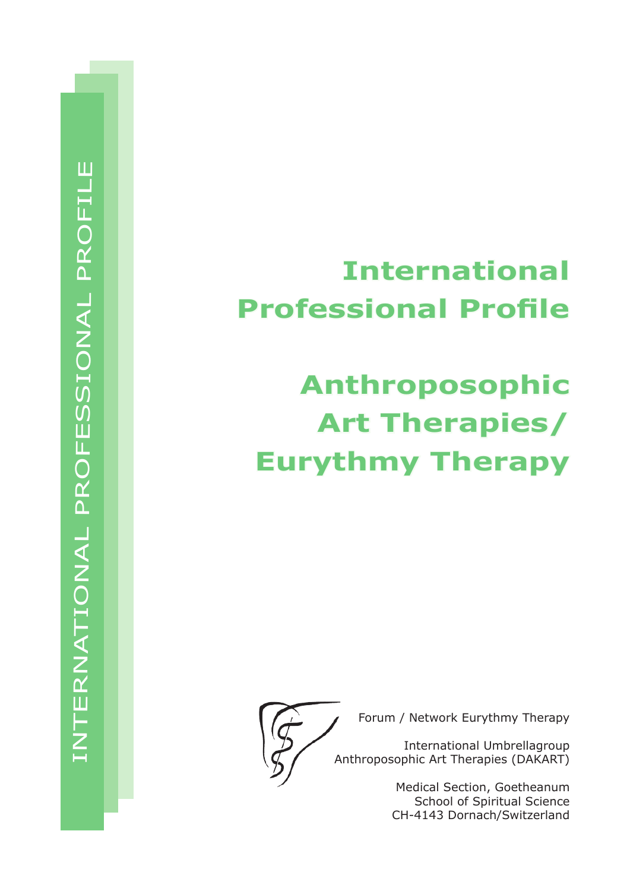INTERNATIONAL PROFESSIONAL PROFILE

# International Professional Profile

# Anthroposophic Art Therapies/ Eurythmy Therapy

Forum / Network Eurythmy Therapy

International Umbrellagroup
Anthroposophic Art Therapies (DAKART)

Medical Section, Goetheanum
School of Spiritual Science
CH-4143 Dornach/Switzerland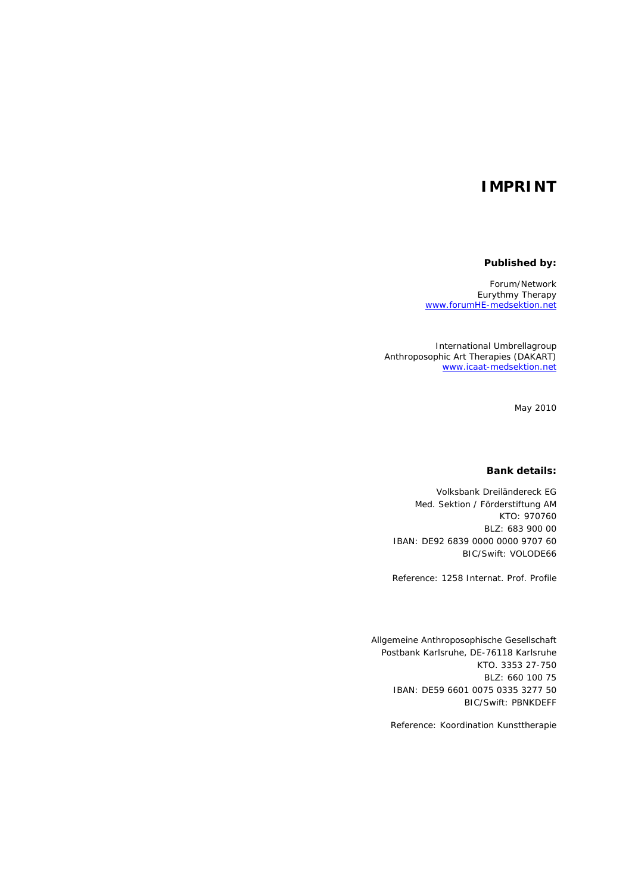# IMPRINT

**Published by:**

Forum/Network
Eurythmy Therapy
[www.forumHE-medsektion.net](http://www.forumHE-medsektion.net)

International Umbrellagroup
Anthroposophic Art Therapies (DAKART)
[www.icaat-medsektion.net](http://www.icaat-medsektion.net)

May 2010

**Bank details:**

Volksbank Dreiländereck EG
Med. Sektion / Förderstiftung AM
KTO: 970760
BLZ: 683 900 00
IBAN: DE92 6839 0000 0000 9707 60
BIC/Swift: VOLODE66

Reference: 1258 Internat. Prof. Profile

Allgemeine Anthroposophische Gesellschaft
Postbank Karlsruhe, DE-76118 Karlsruhe
KTO. 3353 27-750
BLZ: 660 100 75
IBAN: DE59 6601 0075 0335 3277 50
BIC/Swift: PBNKDEFF

Reference: Koordination Kunsttherapie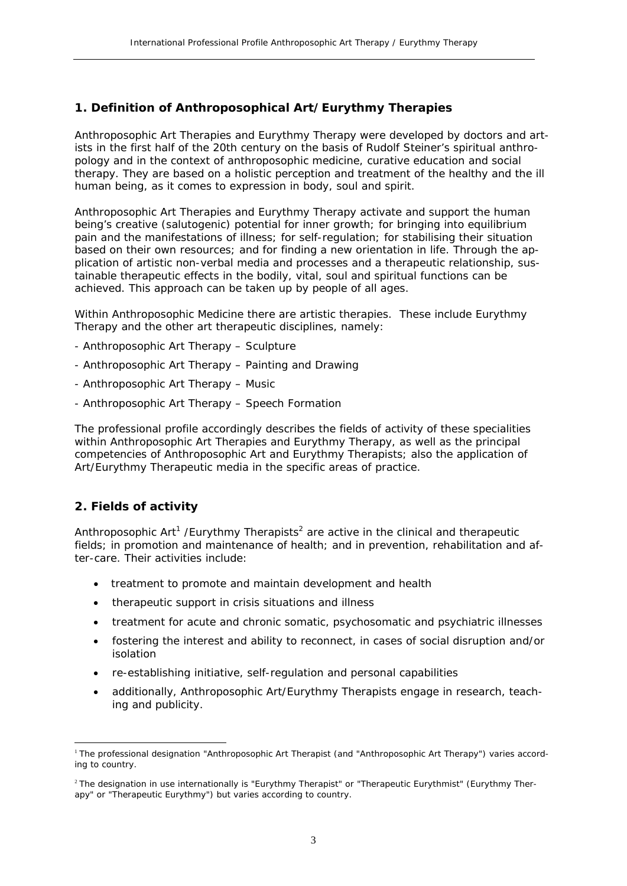## 1. Definition of Anthroposophical Art/Eurythmy Therapies

Anthroposophic Art Therapies and Eurythmy Therapy were developed by doctors and artists in the first half of the 20th century on the basis of Rudolf Steiner's spiritual anthropology and in the context of anthroposophic medicine, curative education and social therapy. They are based on a holistic perception and treatment of the healthy and the ill human being, as it comes to expression in body, soul and spirit.

Anthroposophic Art Therapies and Eurythmy Therapy activate and support the human being's creative (salutogenic) potential for inner growth; for bringing into equilibrium pain and the manifestations of illness; for self-regulation; for stabilising their situation based on their own resources; and for finding a new orientation in life. Through the application of artistic non-verbal media and processes and a therapeutic relationship, sustainable therapeutic effects in the bodily, vital, soul and spiritual functions can be achieved. This approach can be taken up by people of all ages.

Within Anthroposophic Medicine there are artistic therapies. These include Eurythmy Therapy and the other art therapeutic disciplines, namely:

- Anthroposophic Art Therapy – Sculpture
- Anthroposophic Art Therapy – Painting and Drawing
- Anthroposophic Art Therapy – Music
- Anthroposophic Art Therapy – Speech Formation

The professional profile accordingly describes the fields of activity of these specialities within Anthroposophic Art Therapies and Eurythmy Therapy, as well as the principal competencies of Anthroposophic Art and Eurythmy Therapists; also the application of Art/Eurythmy Therapeutic media in the specific areas of practice.

## 2. Fields of activity

Anthroposophic Art[1] /Eurythmy Therapists[2] are active in the clinical and therapeutic fields; in promotion and maintenance of health; and in prevention, rehabilitation and after-care. Their activities include:

- treatment to promote and maintain development and health
- therapeutic support in crisis situations and illness
- treatment for acute and chronic somatic, psychosomatic and psychiatric illnesses
- fostering the interest and ability to reconnect, in cases of social disruption and/or isolation
- re-establishing initiative, self-regulation and personal capabilities
- additionally, Anthroposophic Art/Eurythmy Therapists engage in research, teaching and publicity.

[1] The professional designation "Anthroposophic Art Therapist (and "Anthroposophic Art Therapy") varies according to country.

[2] The designation in use internationally is "Eurythmy Therapist" or "Therapeutic Eurythmist" (Eurythmy Therapy" or "Therapeutic Eurythmy") but varies according to country.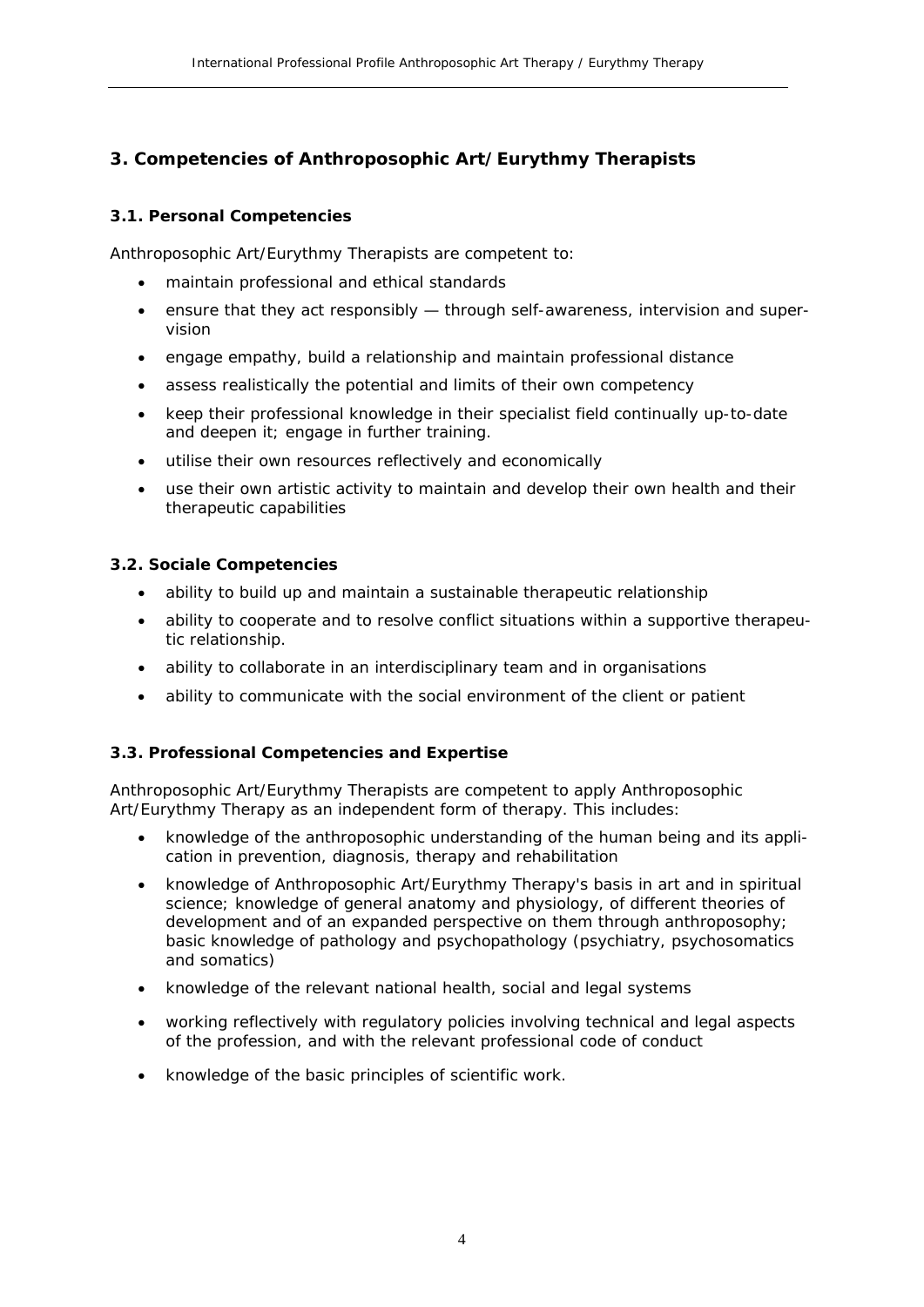## 3. Competencies of Anthroposophic Art/Eurythmy Therapists

### 3.1. Personal Competencies

Anthroposophic Art/Eurythmy Therapists are competent to:

- maintain professional and ethical standards
- ensure that they act responsibly — through self-awareness, intervision and supervision
- engage empathy, build a relationship and maintain professional distance
- assess realistically the potential and limits of their own competency
- keep their professional knowledge in their specialist field continually up-to-date and deepen it; engage in further training.
- utilise their own resources reflectively and economically
- use their own artistic activity to maintain and develop their own health and their therapeutic capabilities

### 3.2. Sociale Competencies

- ability to build up and maintain a sustainable therapeutic relationship
- ability to cooperate and to resolve conflict situations within a supportive therapeutic relationship.
- ability to collaborate in an interdisciplinary team and in organisations
- ability to communicate with the social environment of the client or patient

### 3.3. Professional Competencies and Expertise

Anthroposophic Art/Eurythmy Therapists are competent to apply Anthroposophic Art/Eurythmy Therapy as an independent form of therapy. This includes:

- knowledge of the anthroposophic understanding of the human being and its application in prevention, diagnosis, therapy and rehabilitation
- knowledge of Anthroposophic Art/Eurythmy Therapy's basis in art and in spiritual science; knowledge of general anatomy and physiology, of different theories of development and of an expanded perspective on them through anthroposophy; basic knowledge of pathology and psychopathology (psychiatry, psychosomatics and somatics)
- knowledge of the relevant national health, social and legal systems
- working reflectively with regulatory policies involving technical and legal aspects of the profession, and with the relevant professional code of conduct
- knowledge of the basic principles of scientific work.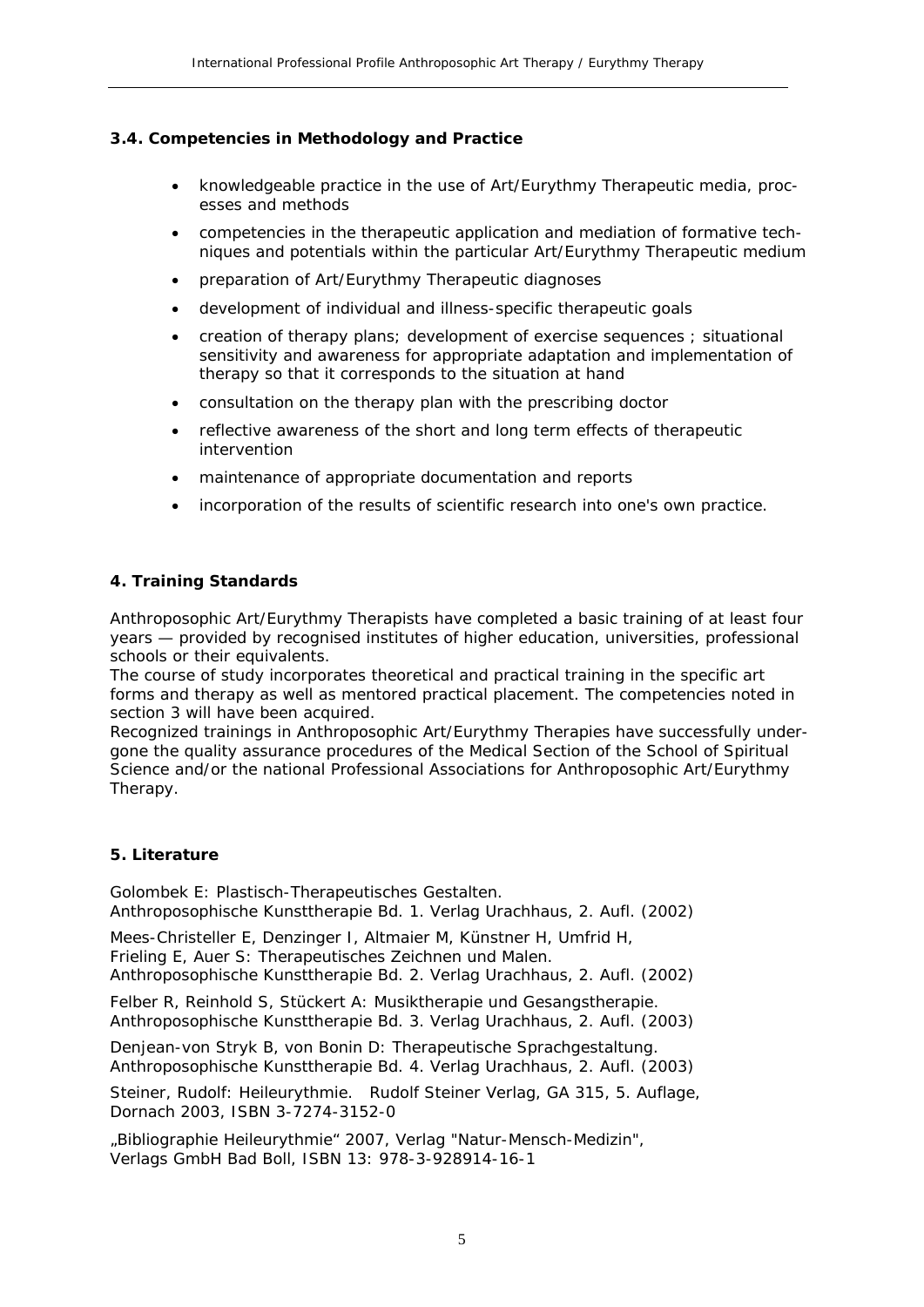### 3.4. Competencies in Methodology and Practice

- knowledgeable practice in the use of Art/Eurythmy Therapeutic media, processes and methods
- competencies in the therapeutic application and mediation of formative techniques and potentials within the particular Art/Eurythmy Therapeutic medium
- preparation of Art/Eurythmy Therapeutic diagnoses
- development of individual and illness-specific therapeutic goals
- creation of therapy plans; development of exercise sequences ; situational sensitivity and awareness for appropriate adaptation and implementation of therapy so that it corresponds to the situation at hand
- consultation on the therapy plan with the prescribing doctor
- reflective awareness of the short and long term effects of therapeutic intervention
- maintenance of appropriate documentation and reports
- incorporation of the results of scientific research into one's own practice.

## 4. Training Standards

Anthroposophic Art/Eurythmy Therapists have completed a basic training of at least four years — provided by recognised institutes of higher education, universities, professional schools or their equivalents.
The course of study incorporates theoretical and practical training in the specific art forms and therapy as well as mentored practical placement. The competencies noted in section 3 will have been acquired.
Recognized trainings in Anthroposophic Art/Eurythmy Therapies have successfully undergone the quality assurance procedures of the Medical Section of the School of Spiritual Science and/or the national Professional Associations for Anthroposophic Art/Eurythmy Therapy.

## 5. Literature

Golombek E: Plastisch-Therapeutisches Gestalten.
Anthroposophische Kunsttherapie Bd. 1. Verlag Urachhaus, 2. Aufl. (2002)

Mees-Christeller E, Denzinger I, Altmaier M, Künstner H, Umfrid H, Frieling E, Auer S: Therapeutisches Zeichnen und Malen.
Anthroposophische Kunsttherapie Bd. 2. Verlag Urachhaus, 2. Aufl. (2002)

Felber R, Reinhold S, Stückert A: Musiktherapie und Gesangstherapie.
Anthroposophische Kunsttherapie Bd. 3. Verlag Urachhaus, 2. Aufl. (2003)

Denjean-von Stryk B, von Bonin D: Therapeutische Sprachgestaltung.
Anthroposophische Kunsttherapie Bd. 4. Verlag Urachhaus, 2. Aufl. (2003)

Steiner, Rudolf: Heileurythmie. Rudolf Steiner Verlag, GA 315, 5. Auflage, Dornach 2003, ISBN 3-7274-3152-0

„Bibliographie Heileurythmie“ 2007, Verlag "Natur-Mensch-Medizin", Verlags GmbH Bad Boll, ISBN 13: 978-3-928914-16-1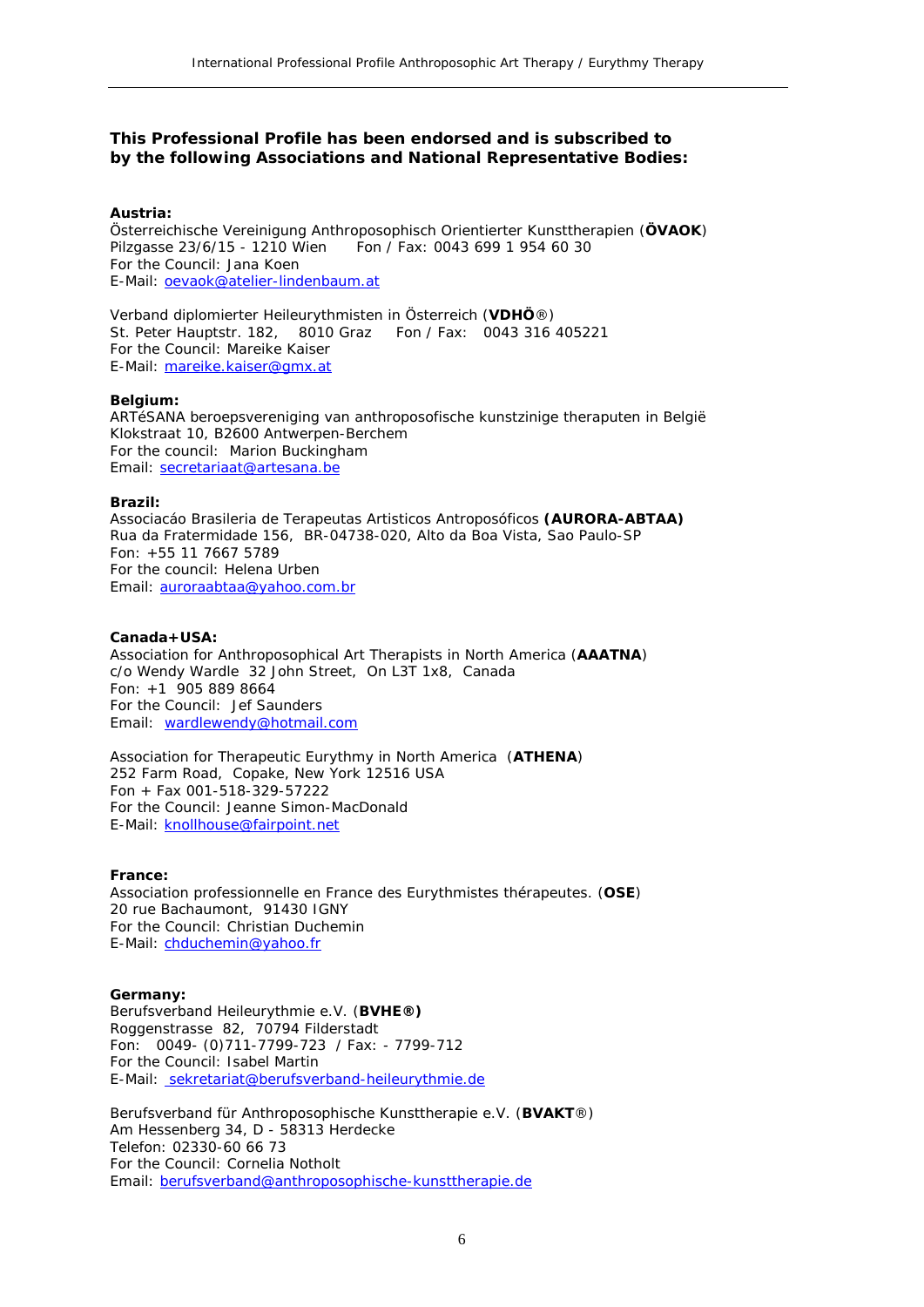**This Professional Profile has been endorsed and is subscribed to by the following Associations and National Representative Bodies:**

**Austria:**
Österreichische Vereinigung Anthroposophisch Orientierter Kunsttherapien (**ÖVAOK**)
Pilzgasse 23/6/15 - 1210 Wien Fon / Fax: 0043 699 1 954 60 30
For the Council: Jana Koen
E-Mail: oevaok@atelier-lindenbaum.at

Verband diplomierter Heileurythmisten in Österreich (**VDHÖ**®)
St. Peter Hauptstr. 182, 8010 Graz Fon / Fax: 0043 316 405221
For the Council: Mareike Kaiser
E-Mail: mareike.kaiser@gmx.at

**Belgium:**
ARTéSANA beroepsvereniging van anthroposofische kunstzinige theraputen in België
Klokstraat 10, B2600 Antwerpen-Berchem
For the council: Marion Buckingham
Email: secretariaat@artesana.be

**Brazil:**
Associacáo Brasileria de Terapeutas Artisticos Antroposóficos **(AURORA-ABTAA)**
Rua da Fratermidade 156, BR-04738-020, Alto da Boa Vista, Sao Paulo-SP
Fon: +55 11 7667 5789
For the council: Helena Urben
Email: auroraabtaa@yahoo.com.br

**Canada+USA:**
Association for Anthroposophical Art Therapists in North America (**AAATNA**)
c/o Wendy Wardle 32 John Street, On L3T 1x8, Canada
Fon: +1 905 889 8664
For the Council: Jef Saunders
Email: wardlewendy@hotmail.com

Association for Therapeutic Eurythmy in North America (**ATHENA**)
252 Farm Road, Copake, New York 12516 USA
Fon + Fax 001-518-329-57222
For the Council: Jeanne Simon-MacDonald
E-Mail: knollhouse@fairpoint.net

**France:**
Association professionnelle en France des Eurythmistes thérapeutes. (**OSE**)
20 rue Bachaumont, 91430 IGNY
For the Council: Christian Duchemin
E-Mail: chduchemin@yahoo.fr

**Germany:**
Berufsverband Heileurythmie e.V. (**BVHE®)**
Roggenstrasse 82, 70794 Filderstadt
Fon: 0049- (0)711-7799-723 / Fax: - 7799-712
For the Council: Isabel Martin
E-Mail: sekretariat@berufsverband-heileurythmie.de

Berufsverband für Anthroposophische Kunsttherapie e.V. (**BVAKT**®)
Am Hessenberg 34, D - 58313 Herdecke
Telefon: 02330-60 66 73
For the Council: Cornelia Notholt
Email: berufsverband@anthroposophische-kunsttherapie.de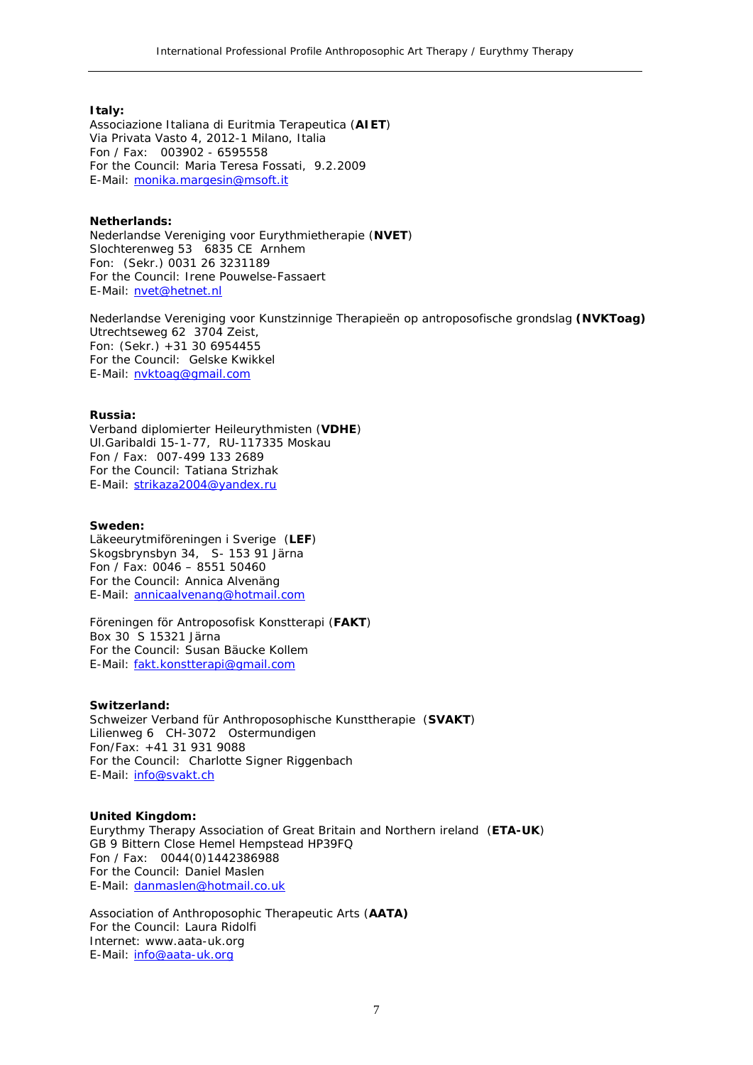**Italy:**
Associazione Italiana di Euritmia Terapeutica (**AIET**)
Via Privata Vasto 4, 2012-1 Milano, Italia
Fon / Fax: 003902 - 6595558
For the Council: Maria Teresa Fossati, 9.2.2009
E-Mail: monika.margesin@msoft.it

**Netherlands:**
Nederlandse Vereniging voor Eurythmietherapie (**NVET**)
Slochterenweg 53 6835 CE Arnhem
Fon: (Sekr.) 0031 26 3231189
For the Council: Irene Pouwelse-Fassaert
E-Mail: nvet@hetnet.nl

Nederlandse Vereniging voor Kunstzinnige Therapieën op antroposofische grondslag **(NVKToag)**
Utrechtseweg 62 3704 Zeist,
Fon: (Sekr.) +31 30 6954455
For the Council: Gelske Kwikkel
E-Mail: nvktoag@gmail.com

**Russia:**
Verband diplomierter Heileurythmisten (**VDHE**)
Ul.Garibaldi 15-1-77, RU-117335 Moskau
Fon / Fax: 007-499 133 2689
For the Council: Tatiana Strizhak
E-Mail: strikaza2004@yandex.ru

**Sweden:**
Läkeeurytmiföreningen i Sverige (**LEF**)
Skogsbrynsbyn 34, S- 153 91 Järna
Fon / Fax: 0046 – 8551 50460
For the Council: Annica Alvenäng
E-Mail: annicaalvenang@hotmail.com

Föreningen för Antroposofisk Konstterapi (**FAKT**)
Box 30 S 15321 Järna
For the Council: Susan Bäucke Kollem
E-Mail: fakt.konstterapi@gmail.com

**Switzerland:**
Schweizer Verband für Anthroposophische Kunsttherapie (**SVAKT**)
Lilienweg 6 CH-3072 Ostermundigen
Fon/Fax: +41 31 931 9088
For the Council: Charlotte Signer Riggenbach
E-Mail: info@svakt.ch

**United Kingdom:**
Eurythmy Therapy Association of Great Britain and Northern ireland (**ETA-UK**)
GB 9 Bittern Close Hemel Hempstead HP39FQ
Fon / Fax: 0044(0)1442386988
For the Council: Daniel Maslen
E-Mail: danmaslen@hotmail.co.uk

Association of Anthroposophic Therapeutic Arts (**AATA)**
For the Council: Laura Ridolfi
Internet: www.aata-uk.org
E-Mail: info@aata-uk.org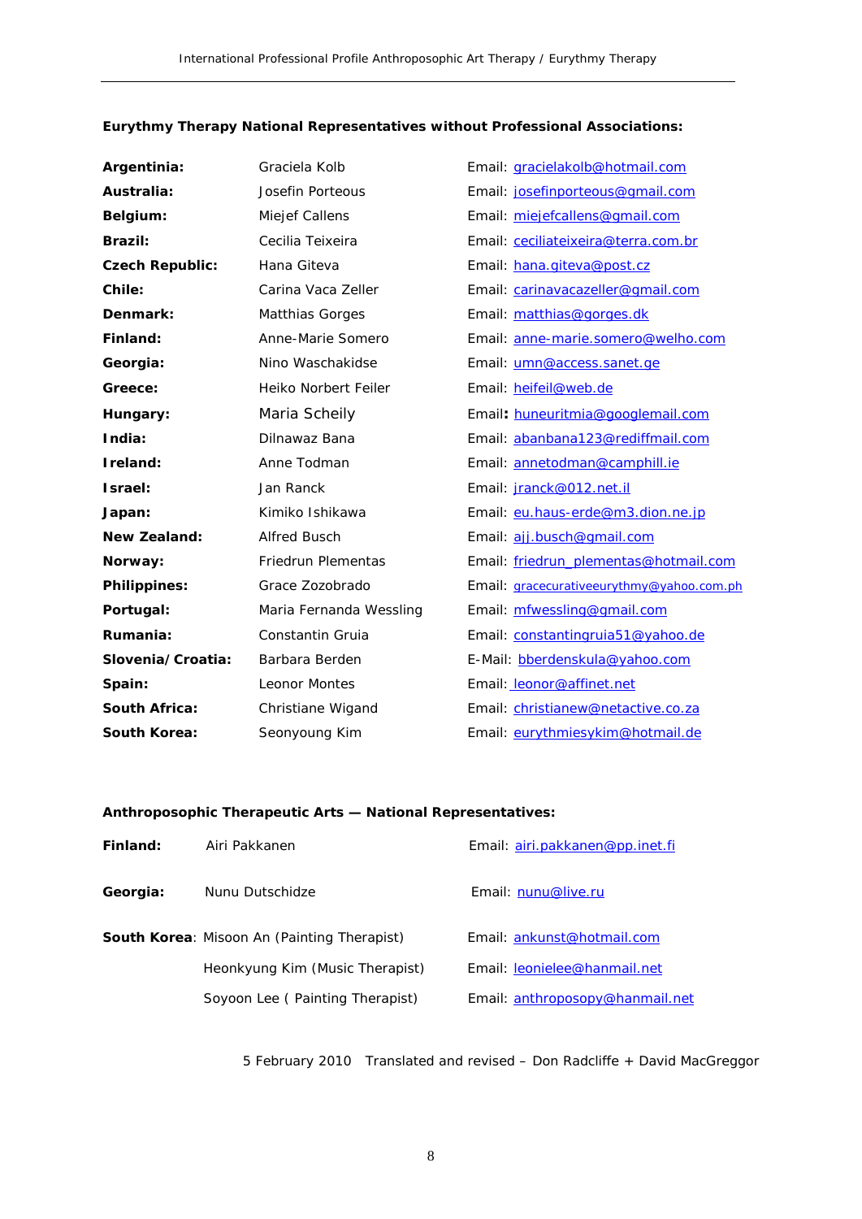**Eurythmy Therapy National Representatives without Professional Associations:**

| | | |
|---|---|---|
| **Argentinia:** | Graciela Kolb | Email: gracielakolb@hotmail.com |
| **Australia:** | Josefin Porteous | Email: josefinporteous@gmail.com |
| **Belgium:** | Miejef Callens | Email: miejefcallens@gmail.com |
| **Brazil:** | Cecilia Teixeira | Email: ceciliateixeira@terra.com.br |
| **Czech Republic:** | Hana Giteva | Email: hana.giteva@post.cz |
| **Chile:** | Carina Vaca Zeller | Email: carinavacazeller@gmail.com |
| **Denmark:** | Matthias Gorges | Email: matthias@gorges.dk |
| **Finland:** | Anne-Marie Somero | Email: anne-marie.somero@welho.com |
| **Georgia:** | Nino Waschakidse | Email: umn@access.sanet.ge |
| **Greece:** | Heiko Norbert Feiler | Email: heifeil@web.de |
| **Hungary:** | Maria Scheily | Email**:** huneuritmia@googlemail.com |
| **India:** | Dilnawaz Bana | Email: abanbana123@rediffmail.com |
| **Ireland:** | Anne Todman | Email: annetodman@camphill.ie |
| **Israel:** | Jan Ranck | Email: jranck@012.net.il |
| **Japan:** | Kimiko Ishikawa | Email: eu.haus-erde@m3.dion.ne.jp |
| **New Zealand:** | Alfred Busch | Email: ajj.busch@gmail.com |
| **Norway:** | Friedrun Plementas | Email: friedrun_plementas@hotmail.com |
| **Philippines:** | Grace Zozobrado | Email: gracecurativeeurythmy@yahoo.com.ph |
| **Portugal:** | Maria Fernanda Wessling | Email: mfwessling@gmail.com |
| **Rumania:** | Constantin Gruia | Email: constantingruia51@yahoo.de |
| **Slovenia/Croatia:** | Barbara Berden | E-Mail: bberdenskula@yahoo.com |
| **Spain:** | Leonor Montes | Email: leonor@affinet.net |
| **South Africa:** | Christiane Wigand | Email: christianew@netactive.co.za |
| **South Korea:** | Seonyoung Kim | Email: eurythmiesykim@hotmail.de |

**Anthroposophic Therapeutic Arts — National Representatives:**

| | | |
|---|---|---|
| **Finland:** | Airi Pakkanen | Email: airi.pakkanen@pp.inet.fi |
| **Georgia:** | Nunu Dutschidze | Email: nunu@live.ru |
| **South Korea**: | Misoon An (Painting Therapist) | Email: ankunst@hotmail.com |
| | Heonkyung Kim (Music Therapist) | Email: leonielee@hanmail.net |
| | Soyoon Lee ( Painting Therapist) | Email: anthroposopy@hanmail.net |

5 February 2010 Translated and revised – Don Radcliffe + David MacGreggor